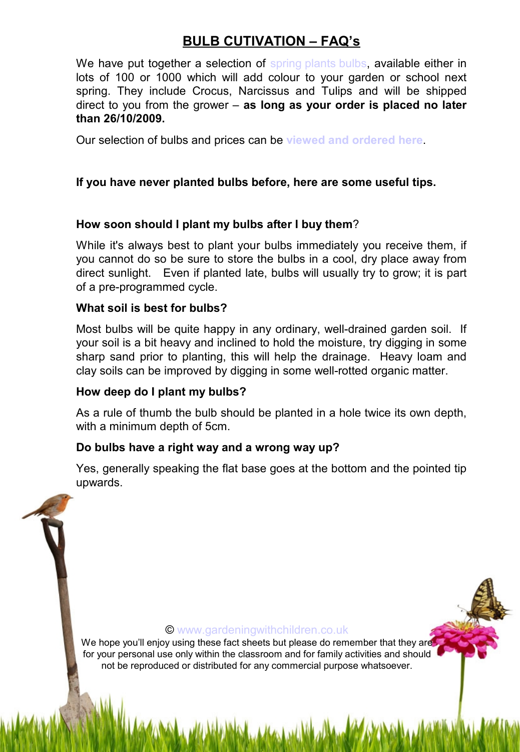# BULB CUTIVATION – FAQ's

We have put together a selection of spring plants bulbs, available either in lots of 100 or 1000 which will add colour to your garden or school next spring. They include Crocus, Narcissus and Tulips and will be shipped direct to you from the grower – **as long as your order is placed no later than 26/10/2009.**

Our selection of bulbs and prices can be **viewed and ordered here**.

**If you have never planted bulbs before, here are some useful tips.**

### How soon should I plant my bulbs after I buy them?

While it's always best to plant your bulbs immediately you receive them, if you cannot do so be sure to store the bulbs in a cool, dry place away from direct sunlight. Even if planted late, bulbs will usually try to grow; it is part of a pre-programmed cycle.

### What soil is best for bulbs?

Most bulbs will be quite happy in any ordinary, well-drained garden soil. If your soil is a bit heavy and inclined to hold the moisture, try digging in some sharp sand prior to planting, this will help the drainage. Heavy loam and clay soils can be improved by digging in some well-rotted organic matter.

### How deep do I plant my bulbs?

As a rule of thumb the bulb should be planted in a hole twice its own depth, with a minimum depth of 5cm.

### Do bulbs have a right way and a wrong way up?

Yes, generally speaking the flat base goes at the bottom and the pointed tip upwards.

© www.gardeningwithchildren.co.uk
We hope you'll enjoy using these fact sheets but please do remember that they are for your personal use only within the classroom and for family activities and should not be reproduced or distributed for any commercial purpose whatsoever.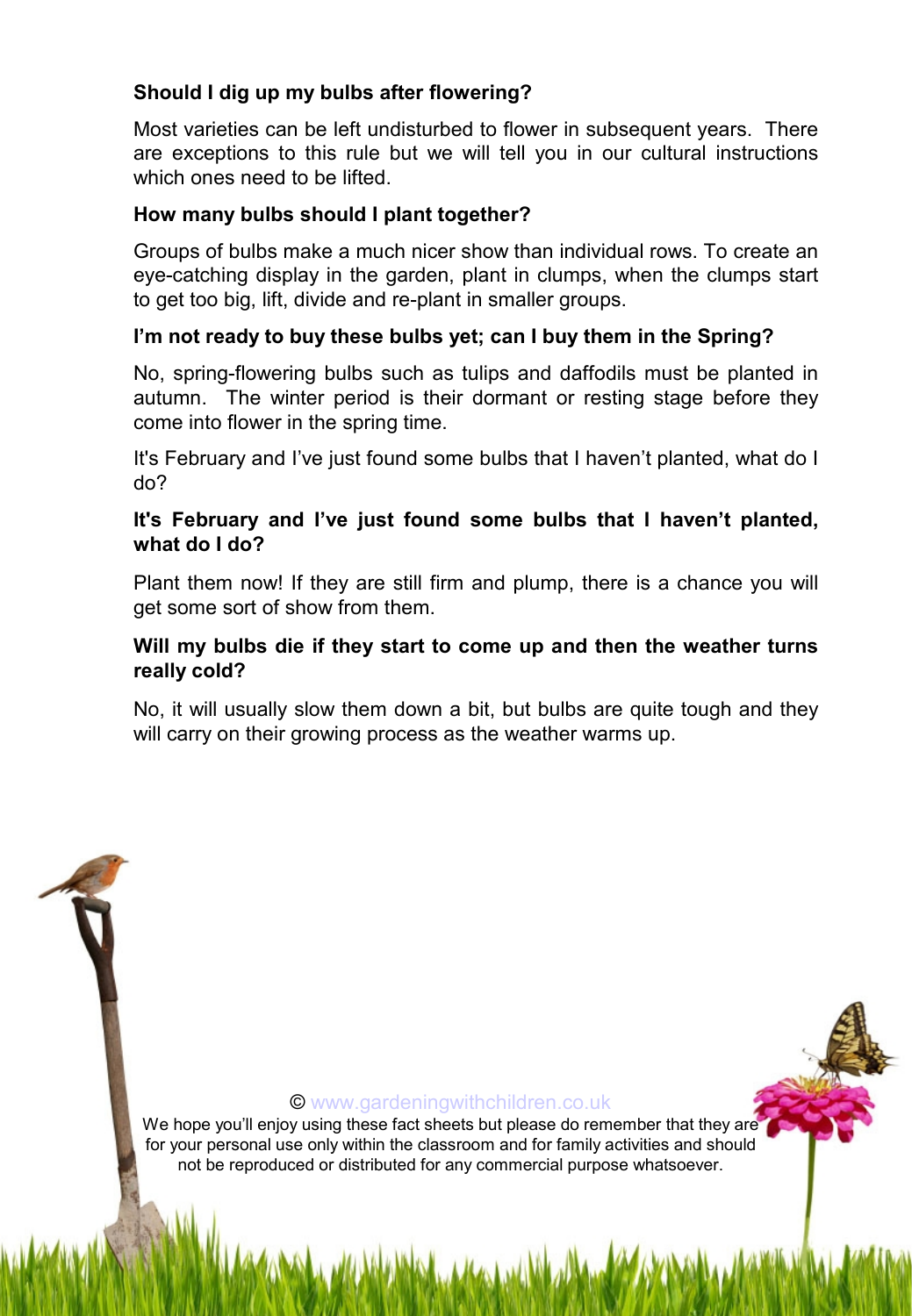**Should I dig up my bulbs after flowering?**

Most varieties can be left undisturbed to flower in subsequent years. There are exceptions to this rule but we will tell you in our cultural instructions which ones need to be lifted.

**How many bulbs should I plant together?**

Groups of bulbs make a much nicer show than individual rows. To create an eye-catching display in the garden, plant in clumps, when the clumps start to get too big, lift, divide and re-plant in smaller groups.

**I'm not ready to buy these bulbs yet; can I buy them in the Spring?**

No, spring-flowering bulbs such as tulips and daffodils must be planted in autumn. The winter period is their dormant or resting stage before they come into flower in the spring time.

It's February and I've just found some bulbs that I haven't planted, what do I do?

**It's February and I've just found some bulbs that I haven't planted, what do I do?**

Plant them now! If they are still firm and plump, there is a chance you will get some sort of show from them.

**Will my bulbs die if they start to come up and then the weather turns really cold?**

No, it will usually slow them down a bit, but bulbs are quite tough and they will carry on their growing process as the weather warms up.

© www.gardeningwithchildren.co.uk

We hope you'll enjoy using these fact sheets but please do remember that they are for your personal use only within the classroom and for family activities and should not be reproduced or distributed for any commercial purpose whatsoever.